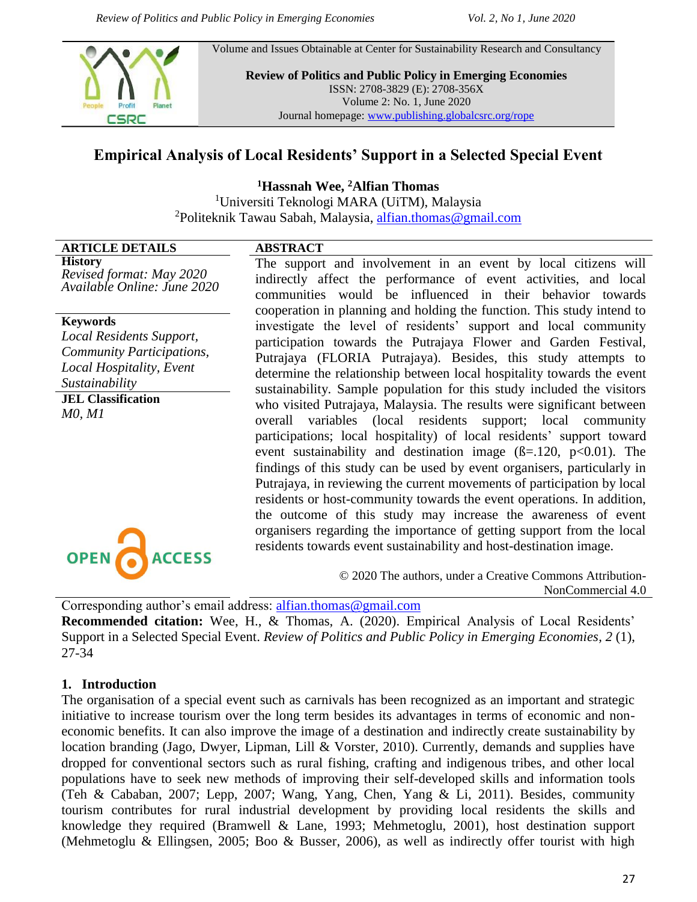Volume and Issues Obtainable at Center for Sustainability Research and Consultancy

**Review of Politics and Public Policy in Emerging Economies**
ISSN: 2708-3829 (E): 2708-356X
Volume 2: No. 1, June 2020
Journal homepage: www.publishing.globalcsrc.org/rope

# Empirical Analysis of Local Residents' Support in a Selected Special Event

**[1]Hassnah Wee, [2]Alfian Thomas**

[1]Universiti Teknologi MARA (UiTM), Malaysia
[2]Politeknik Tawau Sabah, Malaysia, alfian.thomas@gmail.com

**ARTICLE DETAILS**

**History**
*Revised format: May 2020*
*Available Online: June 2020*

**Keywords**
*Local Residents Support, Community Participations, Local Hospitality, Event Sustainability*

**JEL Classification**
*M0, M1*

**ABSTRACT**

The support and involvement in an event by local citizens will indirectly affect the performance of event activities, and local communities would be influenced in their behavior towards cooperation in planning and holding the function. This study intend to investigate the level of residents' support and local community participation towards the Putrajaya Flower and Garden Festival, Putrajaya (FLORIA Putrajaya). Besides, this study attempts to determine the relationship between local hospitality towards the event sustainability. Sample population for this study included the visitors who visited Putrajaya, Malaysia. The results were significant between overall variables (local residents support; local community participations; local hospitality) of local residents' support toward event sustainability and destination image (ß=.120, $p<0.01$). The findings of this study can be used by event organisers, particularly in Putrajaya, in reviewing the current movements of participation by local residents or host-community towards the event operations. In addition, the outcome of this study may increase the awareness of event organisers regarding the importance of getting support from the local residents towards event sustainability and host-destination image.

© 2020 The authors, under a Creative Commons Attribution-NonCommercial 4.0

Corresponding author's email address: alfian.thomas@gmail.com

**Recommended citation:** Wee, H., & Thomas, A. (2020). Empirical Analysis of Local Residents' Support in a Selected Special Event. *Review of Politics and Public Policy in Emerging Economies*, *2* (1), 27-34

## 1. Introduction

The organisation of a special event such as carnivals has been recognized as an important and strategic initiative to increase tourism over the long term besides its advantages in terms of economic and non-economic benefits. It can also improve the image of a destination and indirectly create sustainability by location branding (Jago, Dwyer, Lipman, Lill & Vorster, 2010). Currently, demands and supplies have dropped for conventional sectors such as rural fishing, crafting and indigenous tribes, and other local populations have to seek new methods of improving their self-developed skills and information tools (Teh & Cababan, 2007; Lepp, 2007; Wang, Yang, Chen, Yang & Li, 2011). Besides, community tourism contributes for rural industrial development by providing local residents the skills and knowledge they required (Bramwell & Lane, 1993; Mehmetoglu, 2001), host destination support (Mehmetoglu & Ellingsen, 2005; Boo & Busser, 2006), as well as indirectly offer tourist with high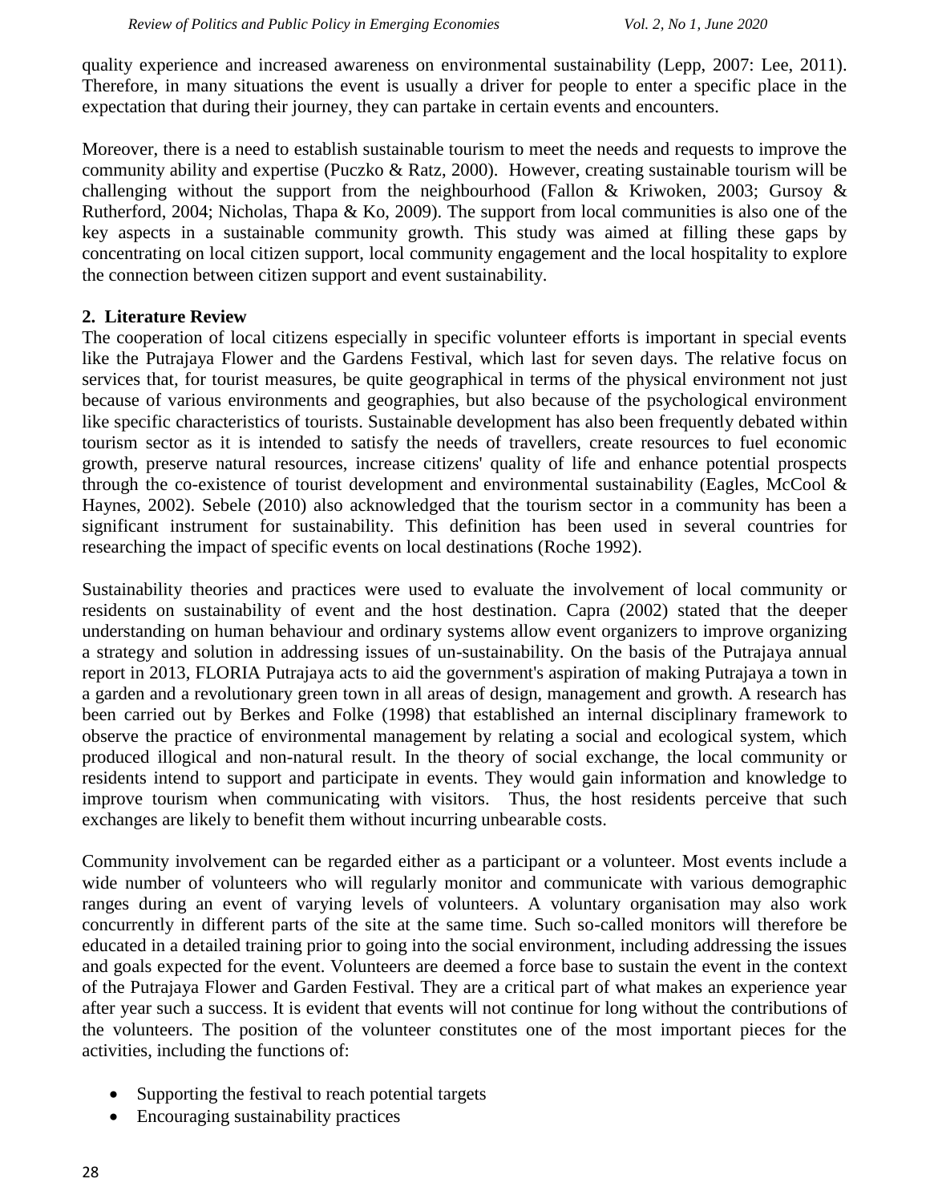quality experience and increased awareness on environmental sustainability (Lepp, 2007: Lee, 2011). Therefore, in many situations the event is usually a driver for people to enter a specific place in the expectation that during their journey, they can partake in certain events and encounters.

Moreover, there is a need to establish sustainable tourism to meet the needs and requests to improve the community ability and expertise (Puczko & Ratz, 2000). However, creating sustainable tourism will be challenging without the support from the neighbourhood (Fallon & Kriwoken, 2003; Gursoy & Rutherford, 2004; Nicholas, Thapa & Ko, 2009). The support from local communities is also one of the key aspects in a sustainable community growth. This study was aimed at filling these gaps by concentrating on local citizen support, local community engagement and the local hospitality to explore the connection between citizen support and event sustainability.

## 2. Literature Review

The cooperation of local citizens especially in specific volunteer efforts is important in special events like the Putrajaya Flower and the Gardens Festival, which last for seven days. The relative focus on services that, for tourist measures, be quite geographical in terms of the physical environment not just because of various environments and geographies, but also because of the psychological environment like specific characteristics of tourists. Sustainable development has also been frequently debated within tourism sector as it is intended to satisfy the needs of travellers, create resources to fuel economic growth, preserve natural resources, increase citizens' quality of life and enhance potential prospects through the co-existence of tourist development and environmental sustainability (Eagles, McCool & Haynes, 2002). Sebele (2010) also acknowledged that the tourism sector in a community has been a significant instrument for sustainability. This definition has been used in several countries for researching the impact of specific events on local destinations (Roche 1992).

Sustainability theories and practices were used to evaluate the involvement of local community or residents on sustainability of event and the host destination. Capra (2002) stated that the deeper understanding on human behaviour and ordinary systems allow event organizers to improve organizing a strategy and solution in addressing issues of un-sustainability. On the basis of the Putrajaya annual report in 2013, FLORIA Putrajaya acts to aid the government's aspiration of making Putrajaya a town in a garden and a revolutionary green town in all areas of design, management and growth. A research has been carried out by Berkes and Folke (1998) that established an internal disciplinary framework to observe the practice of environmental management by relating a social and ecological system, which produced illogical and non-natural result. In the theory of social exchange, the local community or residents intend to support and participate in events. They would gain information and knowledge to improve tourism when communicating with visitors. Thus, the host residents perceive that such exchanges are likely to benefit them without incurring unbearable costs.

Community involvement can be regarded either as a participant or a volunteer. Most events include a wide number of volunteers who will regularly monitor and communicate with various demographic ranges during an event of varying levels of volunteers. A voluntary organisation may also work concurrently in different parts of the site at the same time. Such so-called monitors will therefore be educated in a detailed training prior to going into the social environment, including addressing the issues and goals expected for the event. Volunteers are deemed a force base to sustain the event in the context of the Putrajaya Flower and Garden Festival. They are a critical part of what makes an experience year after year such a success. It is evident that events will not continue for long without the contributions of the volunteers. The position of the volunteer constitutes one of the most important pieces for the activities, including the functions of:

- Supporting the festival to reach potential targets
- Encouraging sustainability practices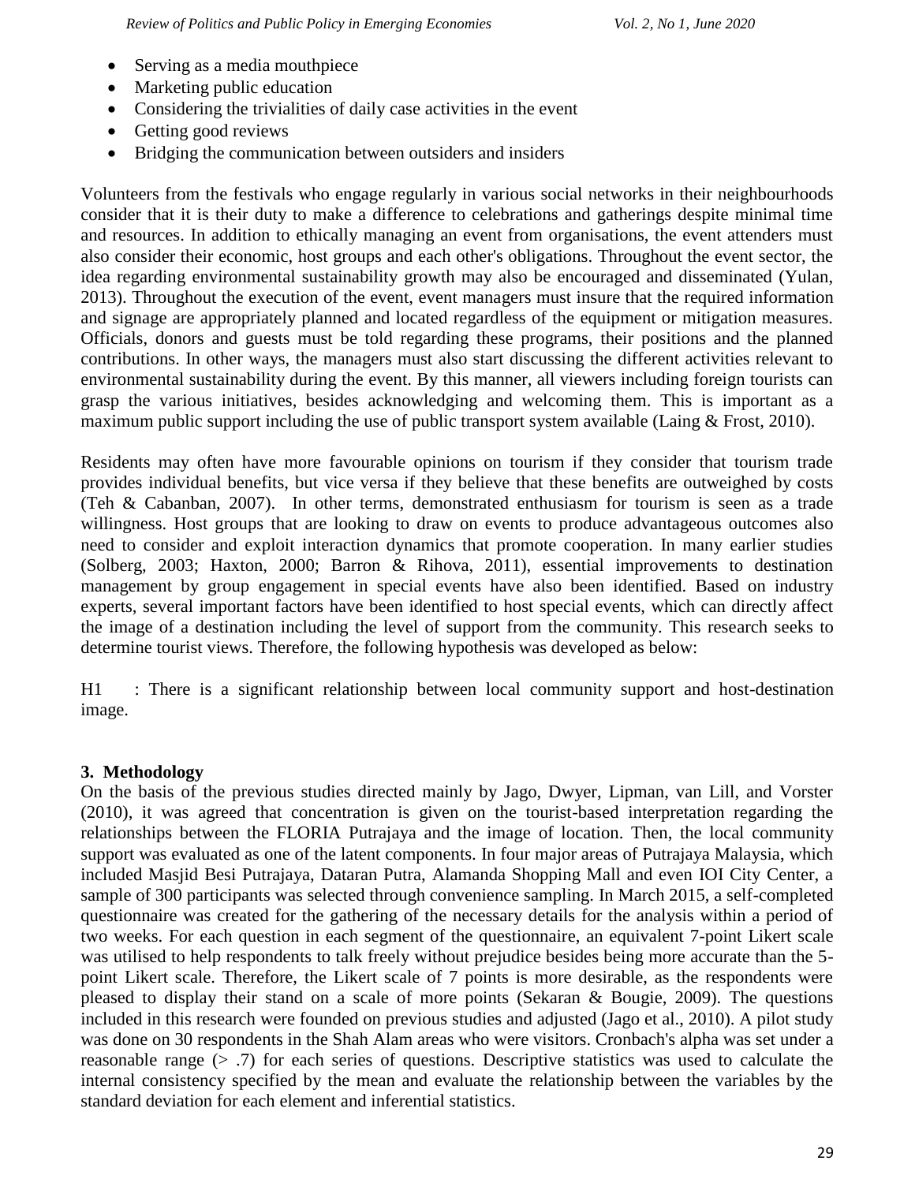- Serving as a media mouthpiece
- Marketing public education
- Considering the trivialities of daily case activities in the event
- Getting good reviews
- Bridging the communication between outsiders and insiders

Volunteers from the festivals who engage regularly in various social networks in their neighbourhoods consider that it is their duty to make a difference to celebrations and gatherings despite minimal time and resources. In addition to ethically managing an event from organisations, the event attenders must also consider their economic, host groups and each other's obligations. Throughout the event sector, the idea regarding environmental sustainability growth may also be encouraged and disseminated (Yulan, 2013). Throughout the execution of the event, event managers must insure that the required information and signage are appropriately planned and located regardless of the equipment or mitigation measures. Officials, donors and guests must be told regarding these programs, their positions and the planned contributions. In other ways, the managers must also start discussing the different activities relevant to environmental sustainability during the event. By this manner, all viewers including foreign tourists can grasp the various initiatives, besides acknowledging and welcoming them. This is important as a maximum public support including the use of public transport system available (Laing & Frost, 2010).

Residents may often have more favourable opinions on tourism if they consider that tourism trade provides individual benefits, but vice versa if they believe that these benefits are outweighed by costs (Teh & Cabanban, 2007). In other terms, demonstrated enthusiasm for tourism is seen as a trade willingness. Host groups that are looking to draw on events to produce advantageous outcomes also need to consider and exploit interaction dynamics that promote cooperation. In many earlier studies (Solberg, 2003; Haxton, 2000; Barron & Rihova, 2011), essential improvements to destination management by group engagement in special events have also been identified. Based on industry experts, several important factors have been identified to host special events, which can directly affect the image of a destination including the level of support from the community. This research seeks to determine tourist views. Therefore, the following hypothesis was developed as below:

H1 : There is a significant relationship between local community support and host-destination image.

## 3. Methodology

On the basis of the previous studies directed mainly by Jago, Dwyer, Lipman, van Lill, and Vorster (2010), it was agreed that concentration is given on the tourist-based interpretation regarding the relationships between the FLORIA Putrajaya and the image of location. Then, the local community support was evaluated as one of the latent components. In four major areas of Putrajaya Malaysia, which included Masjid Besi Putrajaya, Dataran Putra, Alamanda Shopping Mall and even IOI City Center, a sample of 300 participants was selected through convenience sampling. In March 2015, a self-completed questionnaire was created for the gathering of the necessary details for the analysis within a period of two weeks. For each question in each segment of the questionnaire, an equivalent 7-point Likert scale was utilised to help respondents to talk freely without prejudice besides being more accurate than the 5-point Likert scale. Therefore, the Likert scale of 7 points is more desirable, as the respondents were pleased to display their stand on a scale of more points (Sekaran & Bougie, 2009). The questions included in this research were founded on previous studies and adjusted (Jago et al., 2010). A pilot study was done on 30 respondents in the Shah Alam areas who were visitors. Cronbach's alpha was set under a reasonable range (> .7) for each series of questions. Descriptive statistics was used to calculate the internal consistency specified by the mean and evaluate the relationship between the variables by the standard deviation for each element and inferential statistics.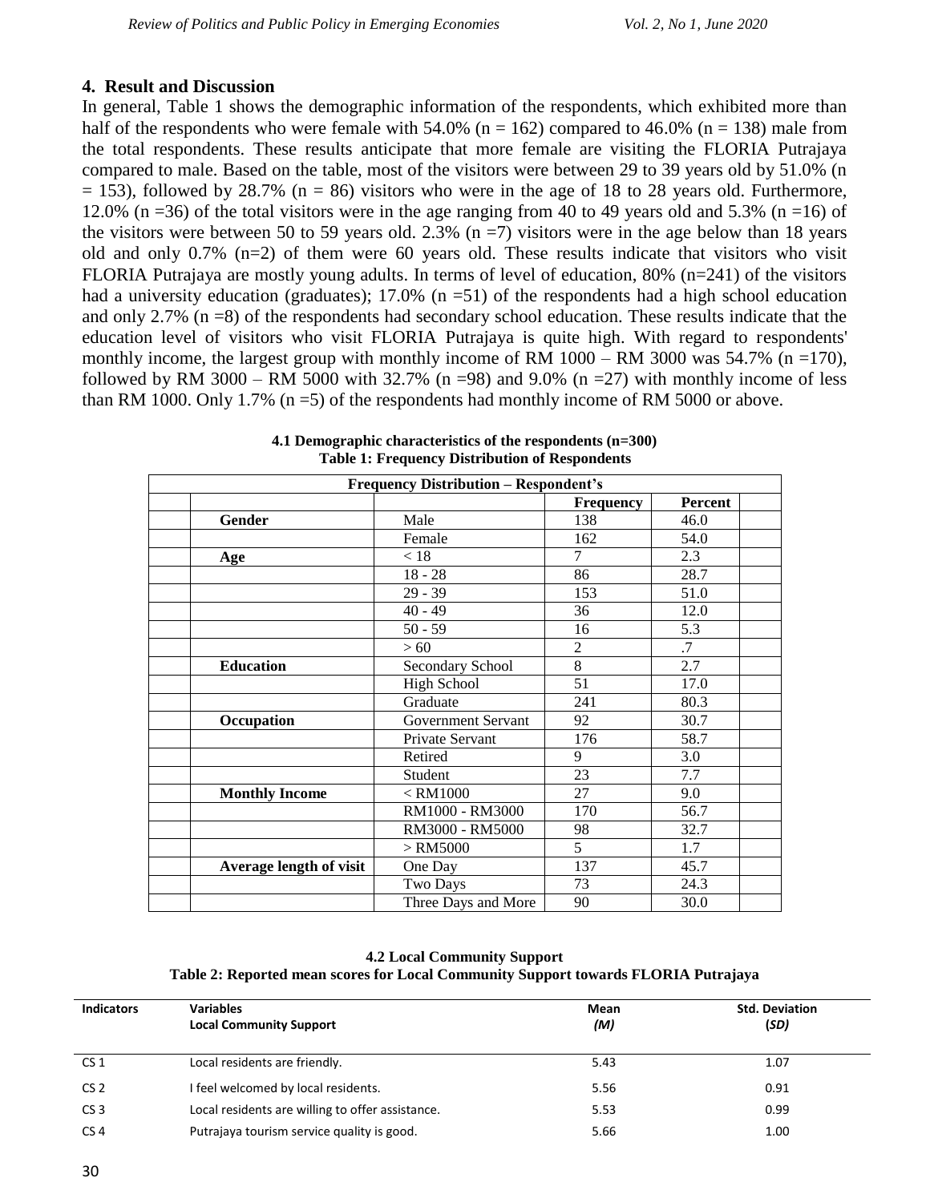## 4. Result and Discussion

In general, Table 1 shows the demographic information of the respondents, which exhibited more than half of the respondents who were female with 54.0% (n = 162) compared to 46.0% (n = 138) male from the total respondents. These results anticipate that more female are visiting the FLORIA Putrajaya compared to male. Based on the table, most of the visitors were between 29 to 39 years old by 51.0% (n = 153), followed by 28.7% (n = 86) visitors who were in the age of 18 to 28 years old. Furthermore, 12.0% (n =36) of the total visitors were in the age ranging from 40 to 49 years old and 5.3% (n =16) of the visitors were between 50 to 59 years old. 2.3% (n =7) visitors were in the age below than 18 years old and only 0.7% (n=2) of them were 60 years old. These results indicate that visitors who visit FLORIA Putrajaya are mostly young adults. In terms of level of education, 80% (n=241) of the visitors had a university education (graduates); 17.0% (n =51) of the respondents had a high school education and only 2.7% (n =8) of the respondents had secondary school education. These results indicate that the education level of visitors who visit FLORIA Putrajaya is quite high. With regard to respondents' monthly income, the largest group with monthly income of RM 1000 – RM 3000 was 54.7% (n =170), followed by RM 3000 – RM 5000 with 32.7% (n =98) and 9.0% (n =27) with monthly income of less than RM 1000. Only 1.7% (n =5) of the respondents had monthly income of RM 5000 or above.

**4.1 Demographic characteristics of the respondents (n=300)**

**Table 1: Frequency Distribution of Respondents**

| Frequency Distribution – Respondent's | | | |
|---|---|---|---|
| | | **Frequency** | **Percent** |
| **Gender** | Male | 138 | 46.0 |
| | Female | 162 | 54.0 |
| **Age** | < 18 | 7 | 2.3 |
| | 18 - 28 | 86 | 28.7 |
| | 29 - 39 | 153 | 51.0 |
| | 40 - 49 | 36 | 12.0 |
| | 50 - 59 | 16 | 5.3 |
| | > 60 | 2 | .7 |
| **Education** | Secondary School | 8 | 2.7 |
| | High School | 51 | 17.0 |
| | Graduate | 241 | 80.3 |
| **Occupation** | Government Servant | 92 | 30.7 |
| | Private Servant | 176 | 58.7 |
| | Retired | 9 | 3.0 |
| | Student | 23 | 7.7 |
| **Monthly Income** | < RM1000 | 27 | 9.0 |
| | RM1000 - RM3000 | 170 | 56.7 |
| | RM3000 - RM5000 | 98 | 32.7 |
| | > RM5000 | 5 | 1.7 |
| **Average length of visit** | One Day | 137 | 45.7 |
| | Two Days | 73 | 24.3 |
| | Three Days and More | 90 | 30.0 |

**4.2 Local Community Support**

**Table 2: Reported mean scores for Local Community Support towards FLORIA Putrajaya**

| Indicators | Variables<br>Local Community Support | Mean<br>*(M)* | Std. Deviation<br>(*SD*) |
|---|---|---|---|
| CS 1 | Local residents are friendly. | 5.43 | 1.07 |
| CS 2 | I feel welcomed by local residents. | 5.56 | 0.91 |
| CS 3 | Local residents are willing to offer assistance. | 5.53 | 0.99 |
| CS 4 | Putrajaya tourism service quality is good. | 5.66 | 1.00 |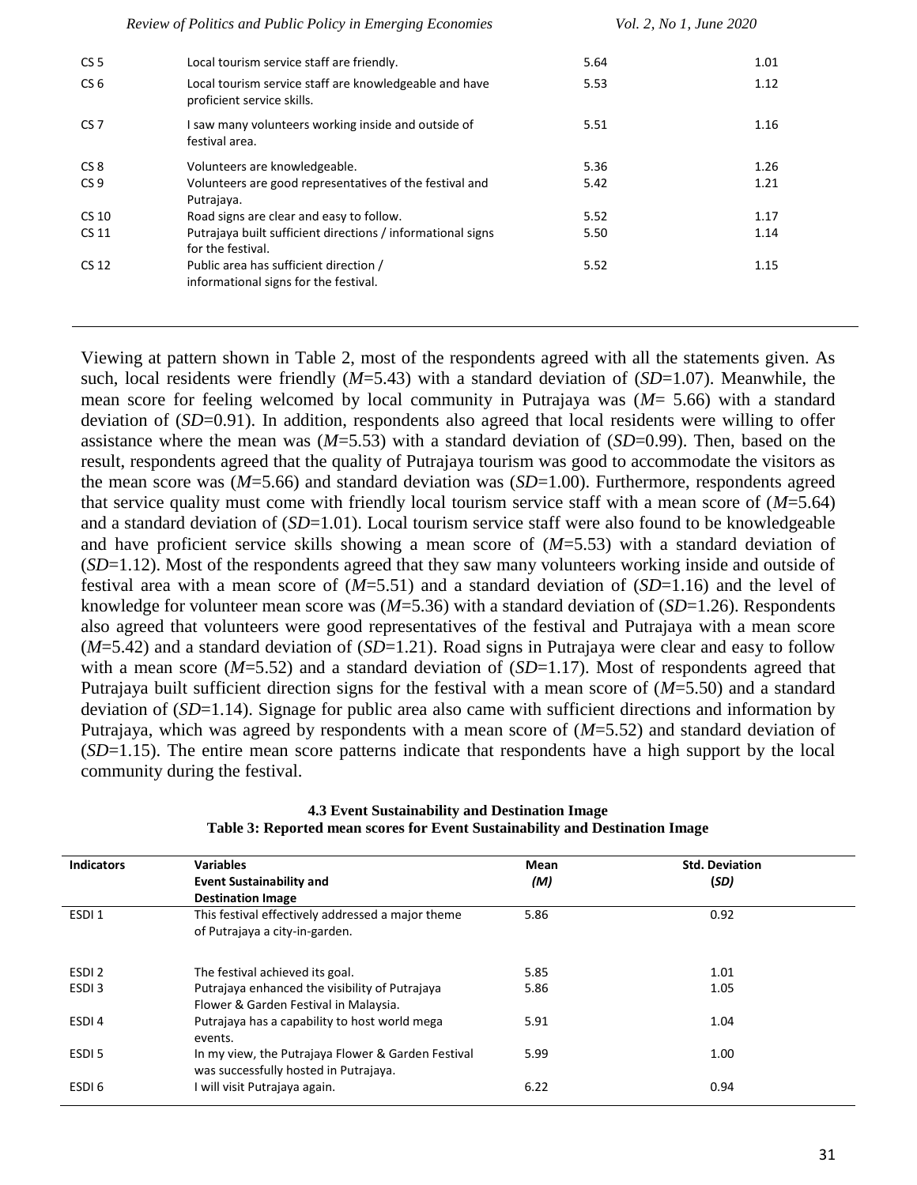| | | | |
|---|---|---|---|
| CS 5 | Local tourism service staff are friendly. | 5.64 | 1.01 |
| CS 6 | Local tourism service staff are knowledgeable and have proficient service skills. | 5.53 | 1.12 |
| CS 7 | I saw many volunteers working inside and outside of festival area. | 5.51 | 1.16 |
| CS 8 | Volunteers are knowledgeable. | 5.36 | 1.26 |
| CS 9 | Volunteers are good representatives of the festival and Putrajaya. | 5.42 | 1.21 |
| CS 10 | Road signs are clear and easy to follow. | 5.52 | 1.17 |
| CS 11 | Putrajaya built sufficient directions / informational signs for the festival. | 5.50 | 1.14 |
| CS 12 | Public area has sufficient direction / informational signs for the festival. | 5.52 | 1.15 |

Viewing at pattern shown in Table 2, most of the respondents agreed with all the statements given. As such, local residents were friendly (*M*=5.43) with a standard deviation of (*SD*=1.07). Meanwhile, the mean score for feeling welcomed by local community in Putrajaya was (*M*= 5.66) with a standard deviation of (*SD*=0.91). In addition, respondents also agreed that local residents were willing to offer assistance where the mean was (*M*=5.53) with a standard deviation of (*SD*=0.99). Then, based on the result, respondents agreed that the quality of Putrajaya tourism was good to accommodate the visitors as the mean score was (*M*=5.66) and standard deviation was (*SD*=1.00). Furthermore, respondents agreed that service quality must come with friendly local tourism service staff with a mean score of (*M*=5.64) and a standard deviation of (*SD*=1.01). Local tourism service staff were also found to be knowledgeable and have proficient service skills showing a mean score of (*M*=5.53) with a standard deviation of (*SD*=1.12). Most of the respondents agreed that they saw many volunteers working inside and outside of festival area with a mean score of (*M*=5.51) and a standard deviation of (*SD*=1.16) and the level of knowledge for volunteer mean score was (*M*=5.36) with a standard deviation of (*SD*=1.26). Respondents also agreed that volunteers were good representatives of the festival and Putrajaya with a mean score (*M*=5.42) and a standard deviation of (*SD*=1.21). Road signs in Putrajaya were clear and easy to follow with a mean score (*M*=5.52) and a standard deviation of (*SD*=1.17). Most of respondents agreed that Putrajaya built sufficient direction signs for the festival with a mean score of (*M*=5.50) and a standard deviation of (*SD*=1.14). Signage for public area also came with sufficient directions and information by Putrajaya, which was agreed by respondents with a mean score of (*M*=5.52) and standard deviation of (*SD*=1.15). The entire mean score patterns indicate that respondents have a high support by the local community during the festival.

**4.3 Event Sustainability and Destination Image**

**Table 3: Reported mean scores for Event Sustainability and Destination Image**

| **Indicators** | **Variables** **Event Sustainability and Destination Image** | **Mean (*M*)** | **Std. Deviation (*SD*)** |
|---|---|---|---|
| ESDI 1 | This festival effectively addressed a major theme of Putrajaya a city-in-garden. | 5.86 | 0.92 |
| ESDI 2 | The festival achieved its goal. | 5.85 | 1.01 |
| ESDI 3 | Putrajaya enhanced the visibility of Putrajaya Flower & Garden Festival in Malaysia. | 5.86 | 1.05 |
| ESDI 4 | Putrajaya has a capability to host world mega events. | 5.91 | 1.04 |
| ESDI 5 | In my view, the Putrajaya Flower & Garden Festival was successfully hosted in Putrajaya. | 5.99 | 1.00 |
| ESDI 6 | I will visit Putrajaya again. | 6.22 | 0.94 |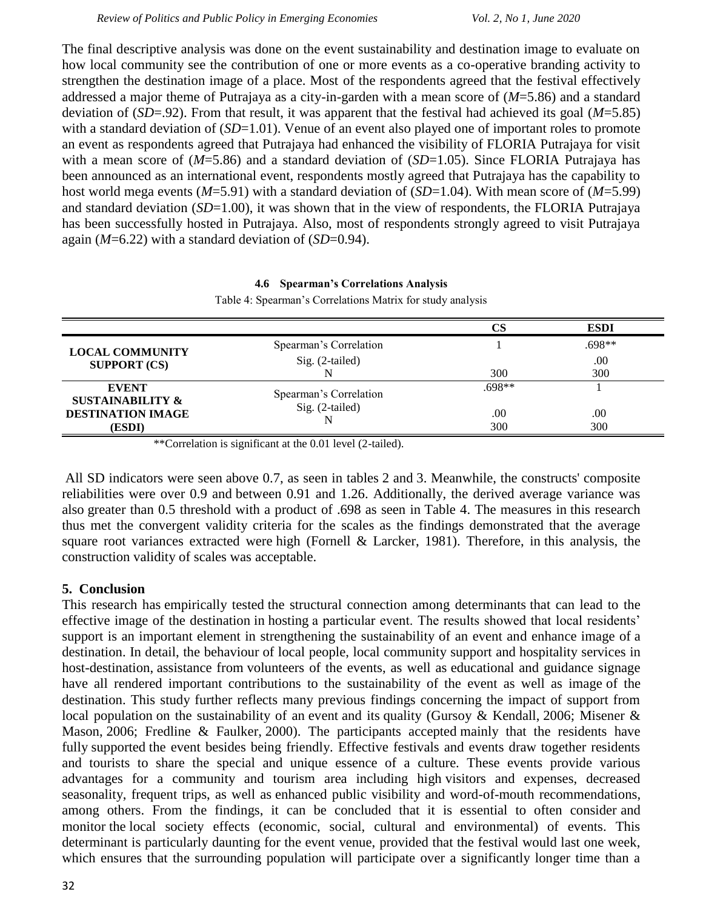The final descriptive analysis was done on the event sustainability and destination image to evaluate on how local community see the contribution of one or more events as a co-operative branding activity to strengthen the destination image of a place. Most of the respondents agreed that the festival effectively addressed a major theme of Putrajaya as a city-in-garden with a mean score of (*M*=5.86) and a standard deviation of (*SD*=.92). From that result, it was apparent that the festival had achieved its goal (*M*=5.85) with a standard deviation of (*SD*=1.01). Venue of an event also played one of important roles to promote an event as respondents agreed that Putrajaya had enhanced the visibility of FLORIA Putrajaya for visit with a mean score of (*M*=5.86) and a standard deviation of (*SD*=1.05). Since FLORIA Putrajaya has been announced as an international event, respondents mostly agreed that Putrajaya has the capability to host world mega events (*M*=5.91) with a standard deviation of (*SD*=1.04). With mean score of (*M*=5.99) and standard deviation (*SD*=1.00), it was shown that in the view of respondents, the FLORIA Putrajaya has been successfully hosted in Putrajaya. Also, most of respondents strongly agreed to visit Putrajaya again (*M*=6.22) with a standard deviation of (*SD*=0.94).

### 4.6 Spearman's Correlations Analysis

Table 4: Spearman's Correlations Matrix for study analysis

| | | CS | ESDI |
|---|---|---|---|
| **LOCAL COMMUNITY SUPPORT (CS)** | Spearman's Correlation | 1 | .698** |
| | Sig. (2-tailed) | | .00 |
| | N | 300 | 300 |
| **EVENT SUSTAINABILITY & DESTINATION IMAGE (ESDI)** | Spearman's Correlation | .698** | 1 |
| | Sig. (2-tailed) | .00 | .00 |
| | N | 300 | 300 |

**Correlation is significant at the 0.01 level (2-tailed).

All SD indicators were seen above 0.7, as seen in tables 2 and 3. Meanwhile, the constructs' composite reliabilities were over 0.9 and between 0.91 and 1.26. Additionally, the derived average variance was also greater than 0.5 threshold with a product of .698 as seen in Table 4. The measures in this research thus met the convergent validity criteria for the scales as the findings demonstrated that the average square root variances extracted were high (Fornell & Larcker, 1981). Therefore, in this analysis, the construction validity of scales was acceptable.

## 5. Conclusion

This research has empirically tested the structural connection among determinants that can lead to the effective image of the destination in hosting a particular event. The results showed that local residents' support is an important element in strengthening the sustainability of an event and enhance image of a destination. In detail, the behaviour of local people, local community support and hospitality services in host-destination, assistance from volunteers of the events, as well as educational and guidance signage have all rendered important contributions to the sustainability of the event as well as image of the destination. This study further reflects many previous findings concerning the impact of support from local population on the sustainability of an event and its quality (Gursoy & Kendall, 2006; Misener & Mason, 2006; Fredline & Faulker, 2000). The participants accepted mainly that the residents have fully supported the event besides being friendly. Effective festivals and events draw together residents and tourists to share the special and unique essence of a culture. These events provide various advantages for a community and tourism area including high visitors and expenses, decreased seasonality, frequent trips, as well as enhanced public visibility and word-of-mouth recommendations, among others. From the findings, it can be concluded that it is essential to often consider and monitor the local society effects (economic, social, cultural and environmental) of events. This determinant is particularly daunting for the event venue, provided that the festival would last one week, which ensures that the surrounding population will participate over a significantly longer time than a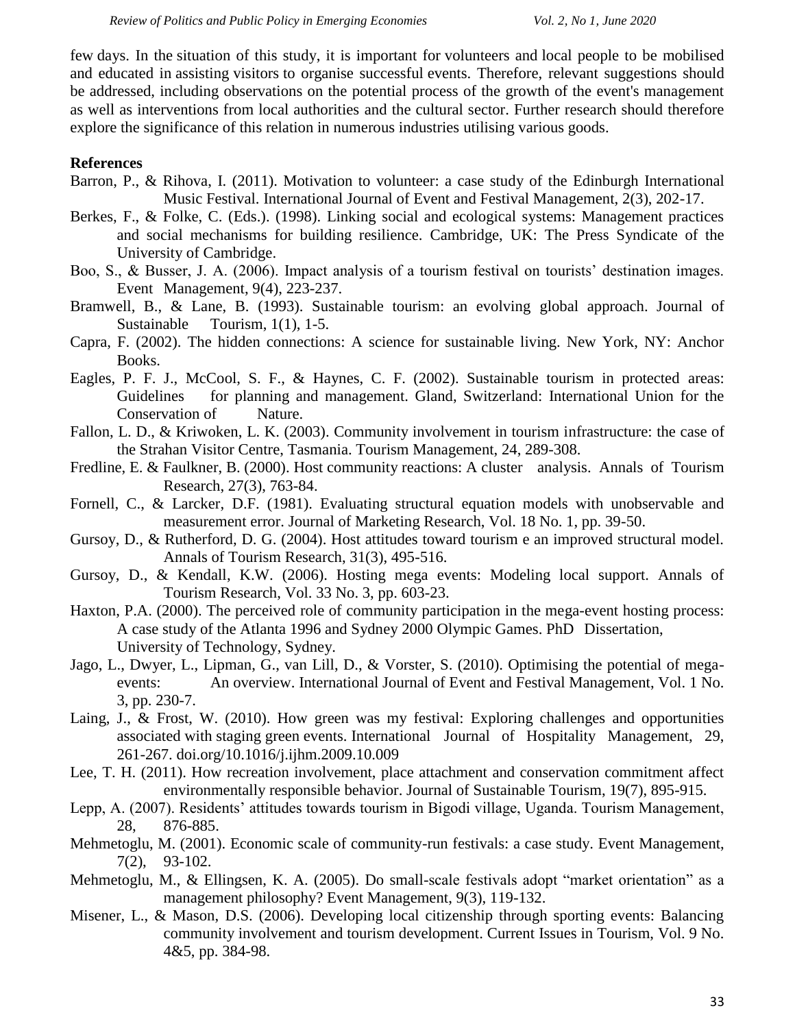few days. In the situation of this study, it is important for volunteers and local people to be mobilised and educated in assisting visitors to organise successful events. Therefore, relevant suggestions should be addressed, including observations on the potential process of the growth of the event's management as well as interventions from local authorities and the cultural sector. Further research should therefore explore the significance of this relation in numerous industries utilising various goods.

**References**

Barron, P., & Rihova, I. (2011). Motivation to volunteer: a case study of the Edinburgh International Music Festival. International Journal of Event and Festival Management, 2(3), 202-17.

Berkes, F., & Folke, C. (Eds.). (1998). Linking social and ecological systems: Management practices and social mechanisms for building resilience. Cambridge, UK: The Press Syndicate of the University of Cambridge.

Boo, S., & Busser, J. A. (2006). Impact analysis of a tourism festival on tourists' destination images. Event Management, 9(4), 223-237.

Bramwell, B., & Lane, B. (1993). Sustainable tourism: an evolving global approach. Journal of Sustainable Tourism, 1(1), 1-5.

Capra, F. (2002). The hidden connections: A science for sustainable living. New York, NY: Anchor Books.

Eagles, P. F. J., McCool, S. F., & Haynes, C. F. (2002). Sustainable tourism in protected areas: Guidelines for planning and management. Gland, Switzerland: International Union for the Conservation of Nature.

Fallon, L. D., & Kriwoken, L. K. (2003). Community involvement in tourism infrastructure: the case of the Strahan Visitor Centre, Tasmania. Tourism Management, 24, 289-308.

Fredline, E. & Faulkner, B. (2000). Host community reactions: A cluster analysis. Annals of Tourism Research, 27(3), 763-84.

Fornell, C., & Larcker, D.F. (1981). Evaluating structural equation models with unobservable and measurement error. Journal of Marketing Research, Vol. 18 No. 1, pp. 39-50.

Gursoy, D., & Rutherford, D. G. (2004). Host attitudes toward tourism e an improved structural model. Annals of Tourism Research, 31(3), 495-516.

Gursoy, D., & Kendall, K.W. (2006). Hosting mega events: Modeling local support. Annals of Tourism Research, Vol. 33 No. 3, pp. 603-23.

Haxton, P.A. (2000). The perceived role of community participation in the mega-event hosting process: A case study of the Atlanta 1996 and Sydney 2000 Olympic Games. PhD Dissertation, University of Technology, Sydney.

Jago, L., Dwyer, L., Lipman, G., van Lill, D., & Vorster, S. (2010). Optimising the potential of mega-events: An overview. International Journal of Event and Festival Management, Vol. 1 No. 3, pp. 230-7.

Laing, J., & Frost, W. (2010). How green was my festival: Exploring challenges and opportunities associated with staging green events. International Journal of Hospitality Management, 29, 261-267. doi.org/10.1016/j.ijhm.2009.10.009

Lee, T. H. (2011). How recreation involvement, place attachment and conservation commitment affect environmentally responsible behavior. Journal of Sustainable Tourism, 19(7), 895-915.

Lepp, A. (2007). Residents' attitudes towards tourism in Bigodi village, Uganda. Tourism Management, 28, 876-885.

Mehmetoglu, M. (2001). Economic scale of community-run festivals: a case study. Event Management, 7(2), 93-102.

Mehmetoglu, M., & Ellingsen, K. A. (2005). Do small-scale festivals adopt "market orientation" as a management philosophy? Event Management, 9(3), 119-132.

Misener, L., & Mason, D.S. (2006). Developing local citizenship through sporting events: Balancing community involvement and tourism development. Current Issues in Tourism, Vol. 9 No. 4&5, pp. 384-98.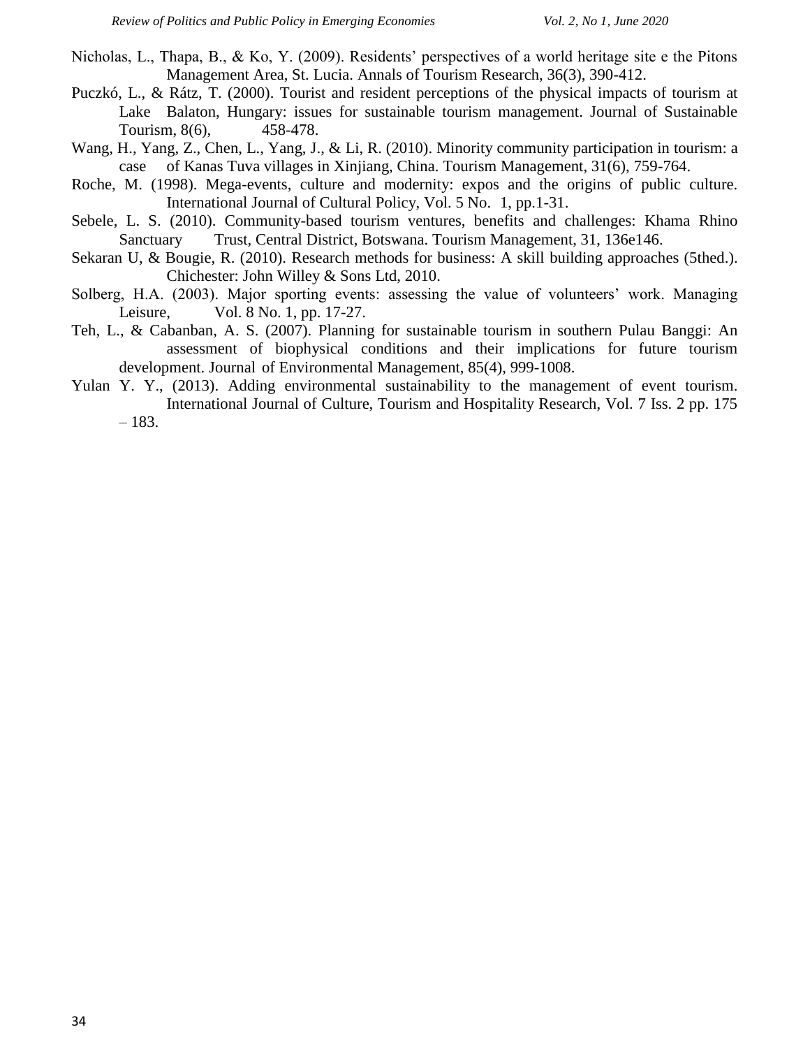Nicholas, L., Thapa, B., & Ko, Y. (2009). Residents' perspectives of a world heritage site e the Pitons Management Area, St. Lucia. Annals of Tourism Research, 36(3), 390-412.

Puczkó, L., & Rátz, T. (2000). Tourist and resident perceptions of the physical impacts of tourism at Lake Balaton, Hungary: issues for sustainable tourism management. Journal of Sustainable Tourism, 8(6), 458-478.

Wang, H., Yang, Z., Chen, L., Yang, J., & Li, R. (2010). Minority community participation in tourism: a case of Kanas Tuva villages in Xinjiang, China. Tourism Management, 31(6), 759-764.

Roche, M. (1998). Mega-events, culture and modernity: expos and the origins of public culture. International Journal of Cultural Policy, Vol. 5 No. 1, pp.1-31.

Sebele, L. S. (2010). Community-based tourism ventures, benefits and challenges: Khama Rhino Sanctuary Trust, Central District, Botswana. Tourism Management, 31, 136e146.

Sekaran U, & Bougie, R. (2010). Research methods for business: A skill building approaches (5thed.). Chichester: John Willey & Sons Ltd, 2010.

Solberg, H.A. (2003). Major sporting events: assessing the value of volunteers' work. Managing Leisure, Vol. 8 No. 1, pp. 17-27.

Teh, L., & Cabanban, A. S. (2007). Planning for sustainable tourism in southern Pulau Banggi: An assessment of biophysical conditions and their implications for future tourism development. Journal of Environmental Management, 85(4), 999-1008.

Yulan Y. Y., (2013). Adding environmental sustainability to the management of event tourism. International Journal of Culture, Tourism and Hospitality Research, Vol. 7 Iss. 2 pp. 175 – 183.